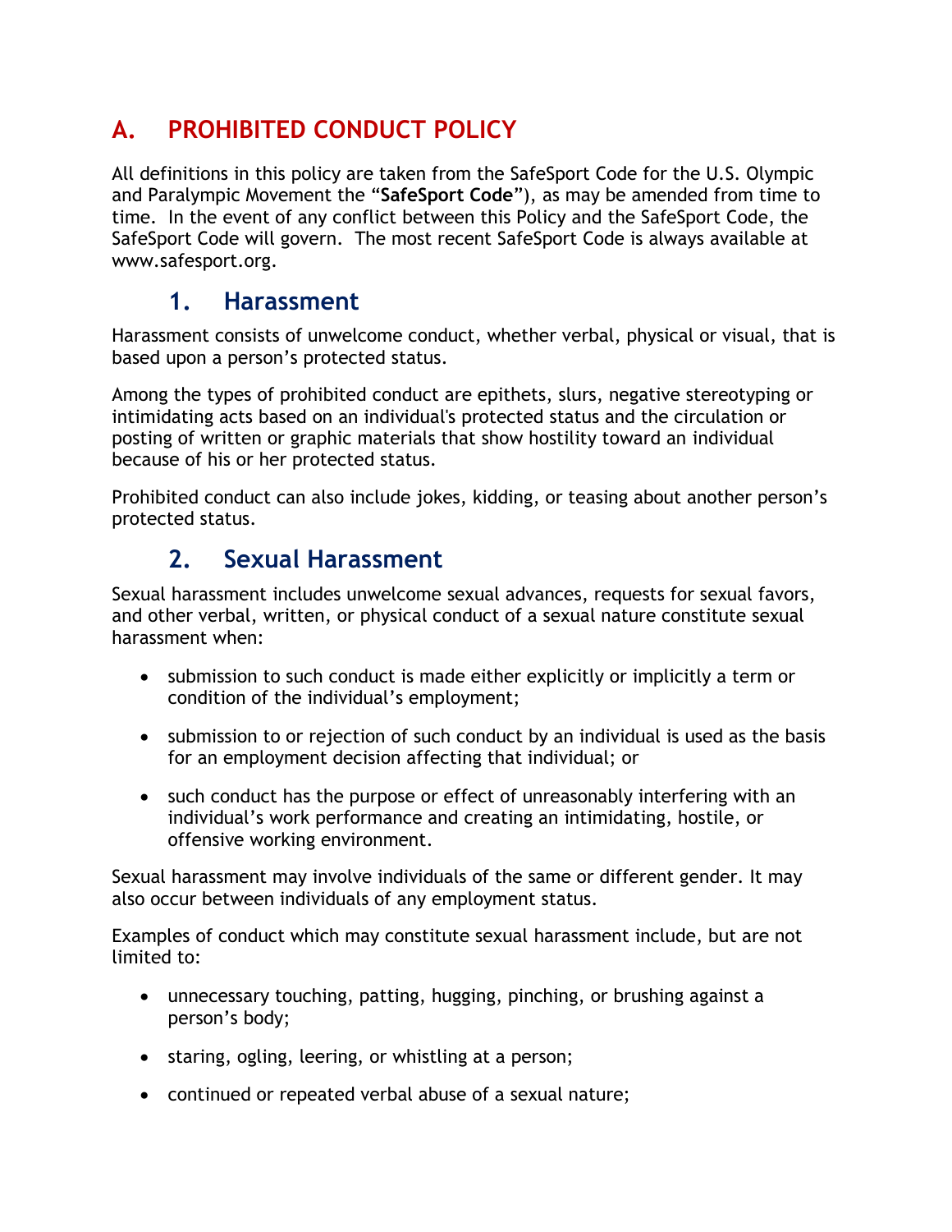# A. PROHIBITED CONDUCT POLICY

All definitions in this policy are taken from the SafeSport Code for the U.S. Olympic and Paralympic Movement the "**SafeSport Code**"), as may be amended from time to time. In the event of any conflict between this Policy and the SafeSport Code, the SafeSport Code will govern. The most recent SafeSport Code is always available at www.safesport.org.

## 1. Harassment

Harassment consists of unwelcome conduct, whether verbal, physical or visual, that is based upon a person's protected status.

Among the types of prohibited conduct are epithets, slurs, negative stereotyping or intimidating acts based on an individual's protected status and the circulation or posting of written or graphic materials that show hostility toward an individual because of his or her protected status.

Prohibited conduct can also include jokes, kidding, or teasing about another person's protected status.

## 2. Sexual Harassment

Sexual harassment includes unwelcome sexual advances, requests for sexual favors, and other verbal, written, or physical conduct of a sexual nature constitute sexual harassment when:

- submission to such conduct is made either explicitly or implicitly a term or condition of the individual's employment;
- submission to or rejection of such conduct by an individual is used as the basis for an employment decision affecting that individual; or
- such conduct has the purpose or effect of unreasonably interfering with an individual's work performance and creating an intimidating, hostile, or offensive working environment.

Sexual harassment may involve individuals of the same or different gender. It may also occur between individuals of any employment status.

Examples of conduct which may constitute sexual harassment include, but are not limited to:

- unnecessary touching, patting, hugging, pinching, or brushing against a person's body;
- staring, ogling, leering, or whistling at a person;
- continued or repeated verbal abuse of a sexual nature;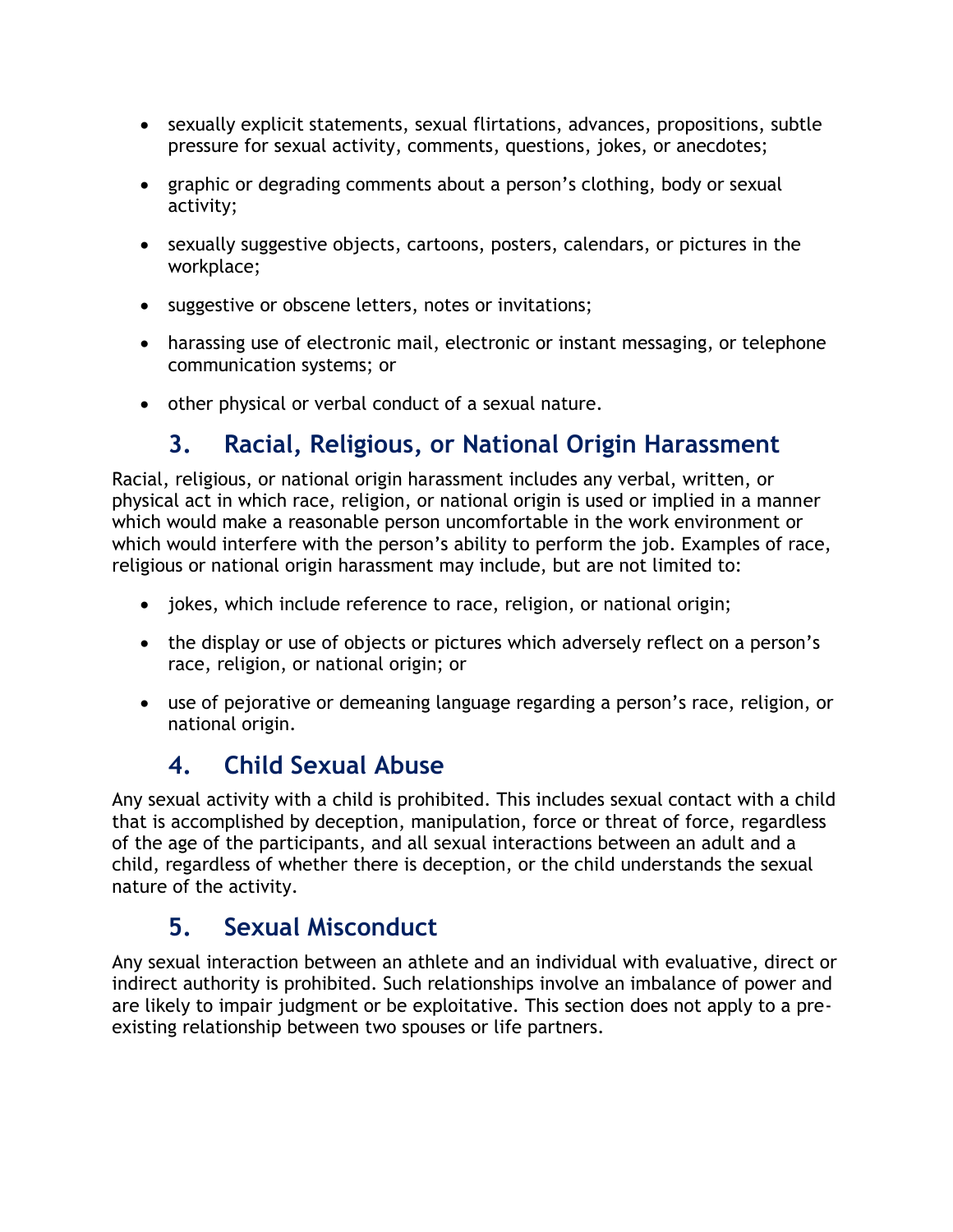- sexually explicit statements, sexual flirtations, advances, propositions, subtle pressure for sexual activity, comments, questions, jokes, or anecdotes;
- graphic or degrading comments about a person's clothing, body or sexual activity;
- sexually suggestive objects, cartoons, posters, calendars, or pictures in the workplace;
- suggestive or obscene letters, notes or invitations;
- harassing use of electronic mail, electronic or instant messaging, or telephone communication systems; or
- other physical or verbal conduct of a sexual nature.

## 3. Racial, Religious, or National Origin Harassment

Racial, religious, or national origin harassment includes any verbal, written, or physical act in which race, religion, or national origin is used or implied in a manner which would make a reasonable person uncomfortable in the work environment or which would interfere with the person's ability to perform the job. Examples of race, religious or national origin harassment may include, but are not limited to:

- jokes, which include reference to race, religion, or national origin;
- the display or use of objects or pictures which adversely reflect on a person's race, religion, or national origin; or
- use of pejorative or demeaning language regarding a person's race, religion, or national origin.

## 4. Child Sexual Abuse

Any sexual activity with a child is prohibited. This includes sexual contact with a child that is accomplished by deception, manipulation, force or threat of force, regardless of the age of the participants, and all sexual interactions between an adult and a child, regardless of whether there is deception, or the child understands the sexual nature of the activity.

## 5. Sexual Misconduct

Any sexual interaction between an athlete and an individual with evaluative, direct or indirect authority is prohibited. Such relationships involve an imbalance of power and are likely to impair judgment or be exploitative. This section does not apply to a pre-existing relationship between two spouses or life partners.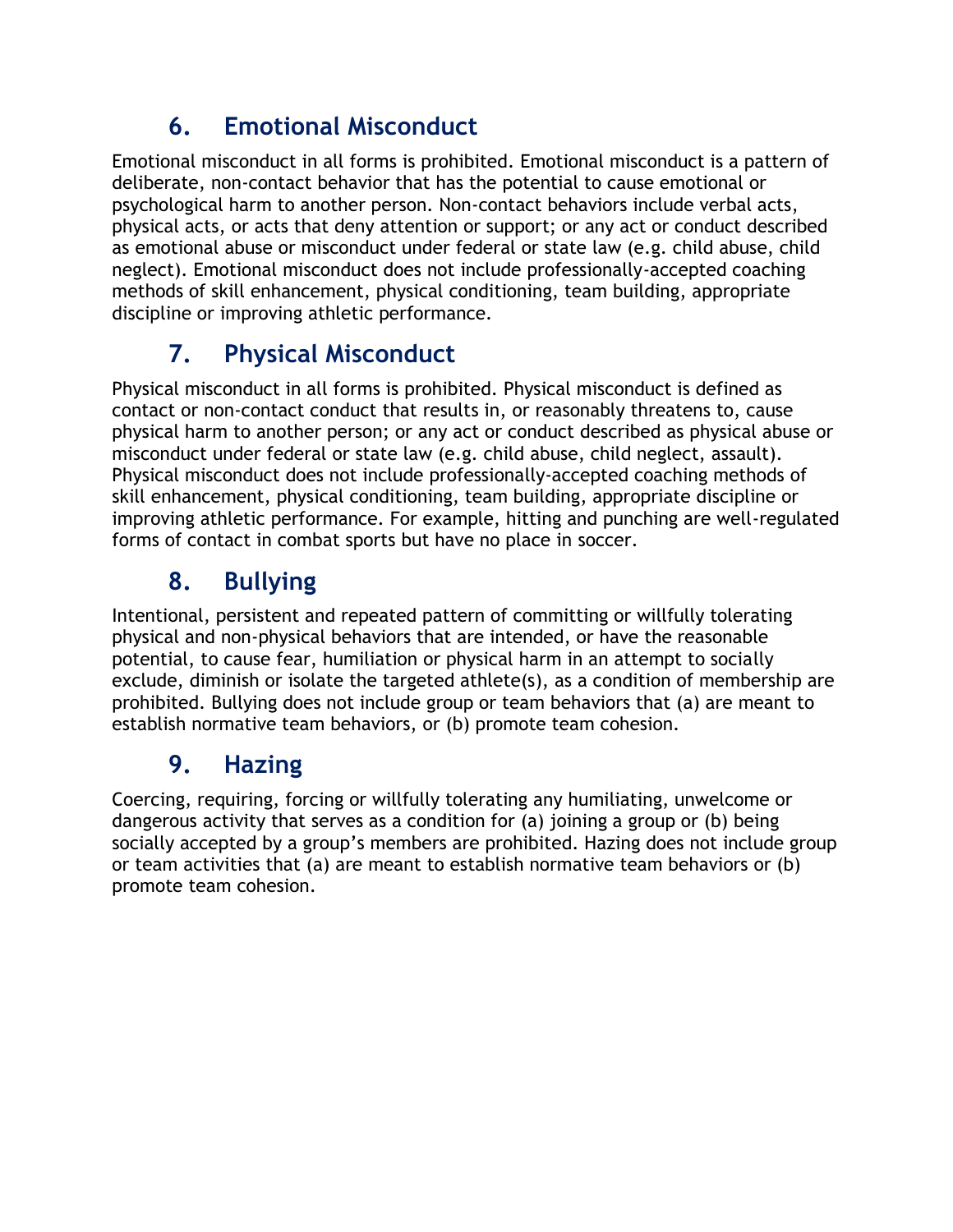## 6. Emotional Misconduct

Emotional misconduct in all forms is prohibited. Emotional misconduct is a pattern of deliberate, non-contact behavior that has the potential to cause emotional or psychological harm to another person. Non-contact behaviors include verbal acts, physical acts, or acts that deny attention or support; or any act or conduct described as emotional abuse or misconduct under federal or state law (e.g. child abuse, child neglect). Emotional misconduct does not include professionally-accepted coaching methods of skill enhancement, physical conditioning, team building, appropriate discipline or improving athletic performance.

## 7. Physical Misconduct

Physical misconduct in all forms is prohibited. Physical misconduct is defined as contact or non-contact conduct that results in, or reasonably threatens to, cause physical harm to another person; or any act or conduct described as physical abuse or misconduct under federal or state law (e.g. child abuse, child neglect, assault). Physical misconduct does not include professionally-accepted coaching methods of skill enhancement, physical conditioning, team building, appropriate discipline or improving athletic performance. For example, hitting and punching are well-regulated forms of contact in combat sports but have no place in soccer.

## 8. Bullying

Intentional, persistent and repeated pattern of committing or willfully tolerating physical and non-physical behaviors that are intended, or have the reasonable potential, to cause fear, humiliation or physical harm in an attempt to socially exclude, diminish or isolate the targeted athlete(s), as a condition of membership are prohibited. Bullying does not include group or team behaviors that (a) are meant to establish normative team behaviors, or (b) promote team cohesion.

## 9. Hazing

Coercing, requiring, forcing or willfully tolerating any humiliating, unwelcome or dangerous activity that serves as a condition for (a) joining a group or (b) being socially accepted by a group's members are prohibited. Hazing does not include group or team activities that (a) are meant to establish normative team behaviors or (b) promote team cohesion.